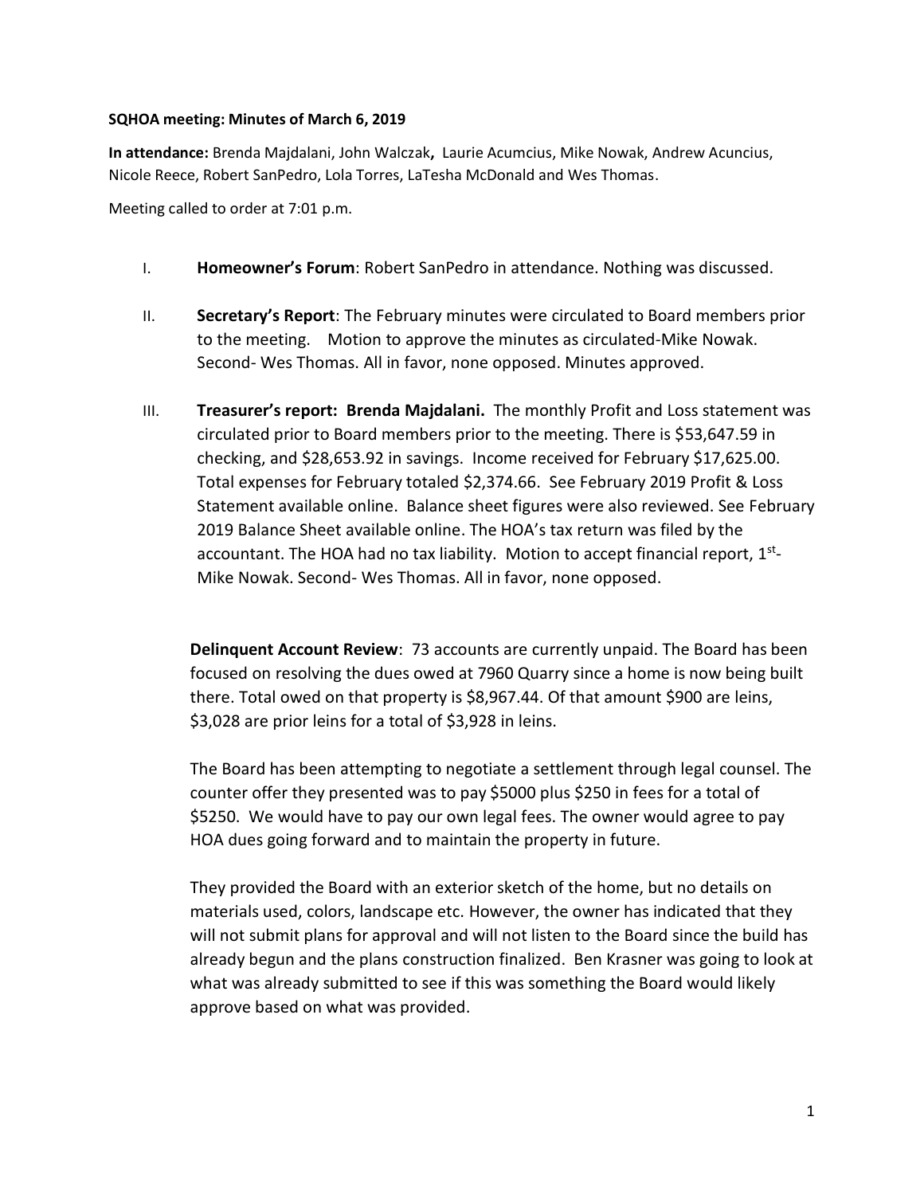**SQHOA meeting: Minutes of March 6, 2019**

**In attendance:** Brenda Majdalani, John Walczak**,** Laurie Acumcius, Mike Nowak, Andrew Acuncius, Nicole Reece, Robert SanPedro, Lola Torres, LaTesha McDonald and Wes Thomas.

Meeting called to order at 7:01 p.m.

I. **Homeowner's Forum**: Robert SanPedro in attendance. Nothing was discussed.

II. **Secretary's Report**: The February minutes were circulated to Board members prior to the meeting. Motion to approve the minutes as circulated-Mike Nowak. Second- Wes Thomas. All in favor, none opposed. Minutes approved.

III. **Treasurer's report: Brenda Majdalani.** The monthly Profit and Loss statement was circulated prior to Board members prior to the meeting. There is $53,647.59 in checking, and $28,653.92 in savings. Income received for February $17,625.00. Total expenses for February totaled $2,374.66. See February 2019 Profit & Loss Statement available online. Balance sheet figures were also reviewed. See February 2019 Balance Sheet available online. The HOA's tax return was filed by the accountant. The HOA had no tax liability. Motion to accept financial report, 1st- Mike Nowak. Second- Wes Thomas. All in favor, none opposed.

**Delinquent Account Review**: 73 accounts are currently unpaid. The Board has been focused on resolving the dues owed at 7960 Quarry since a home is now being built there. Total owed on that property is $8,967.44. Of that amount $900 are leins, $3,028 are prior leins for a total of $3,928 in leins.

The Board has been attempting to negotiate a settlement through legal counsel. The counter offer they presented was to pay $5000 plus $250 in fees for a total of $5250. We would have to pay our own legal fees. The owner would agree to pay HOA dues going forward and to maintain the property in future.

They provided the Board with an exterior sketch of the home, but no details on materials used, colors, landscape etc. However, the owner has indicated that they will not submit plans for approval and will not listen to the Board since the build has already begun and the plans construction finalized. Ben Krasner was going to look at what was already submitted to see if this was something the Board would likely approve based on what was provided.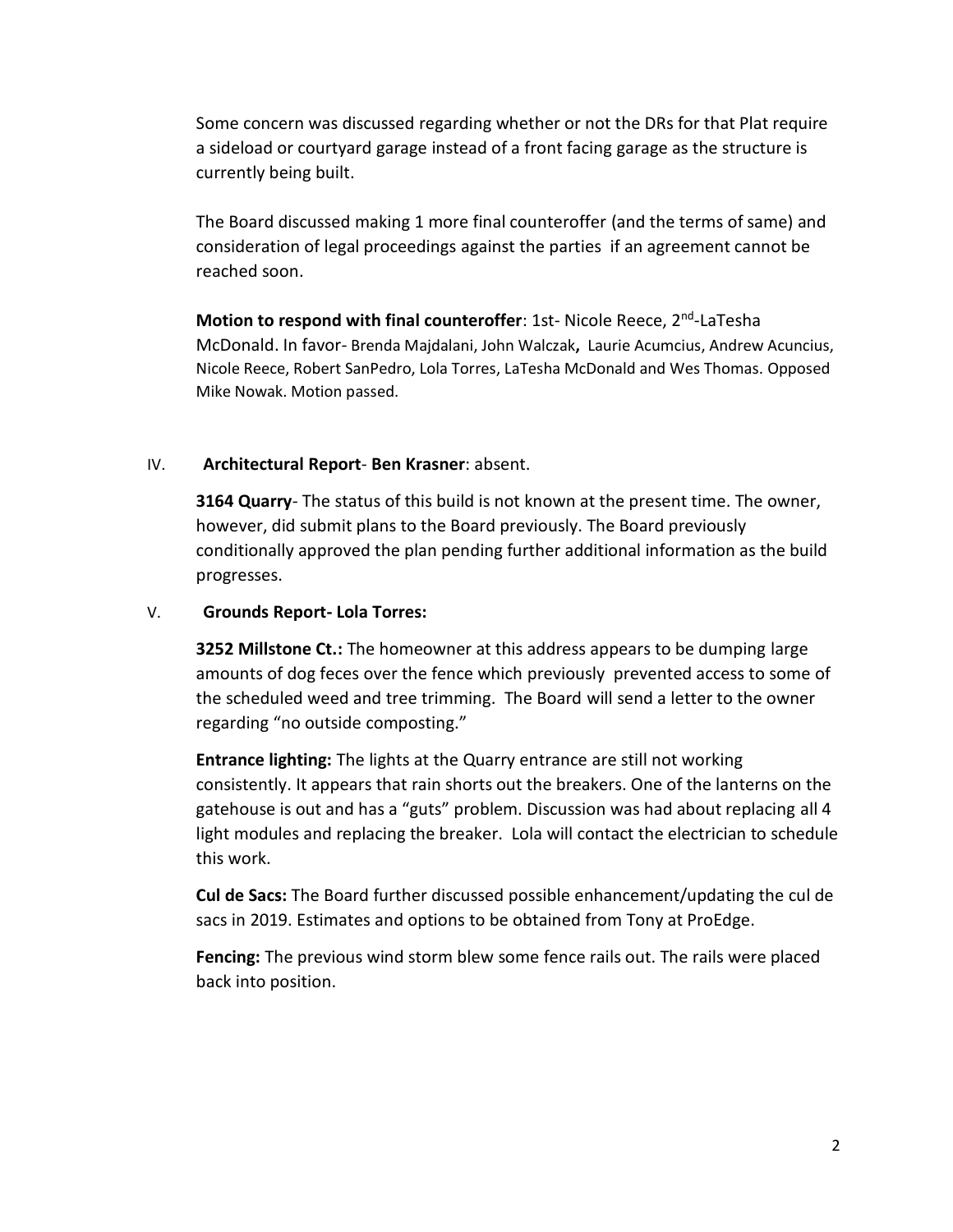Some concern was discussed regarding whether or not the DRs for that Plat require a sideload or courtyard garage instead of a front facing garage as the structure is currently being built.

The Board discussed making 1 more final counteroffer (and the terms of same) and consideration of legal proceedings against the parties if an agreement cannot be reached soon.

**Motion to respond with final counteroffer**: 1st- Nicole Reece, 2nd-LaTesha McDonald. In favor- Brenda Majdalani, John Walczak, Laurie Acumcius, Andrew Acuncius, Nicole Reece, Robert SanPedro, Lola Torres, LaTesha McDonald and Wes Thomas. Opposed Mike Nowak. Motion passed.

IV. **Architectural Report**- **Ben Krasner**: absent.

**3164 Quarry**- The status of this build is not known at the present time. The owner, however, did submit plans to the Board previously. The Board previously conditionally approved the plan pending further additional information as the build progresses.

V. **Grounds Report- Lola Torres:**

**3252 Millstone Ct.:** The homeowner at this address appears to be dumping large amounts of dog feces over the fence which previously prevented access to some of the scheduled weed and tree trimming. The Board will send a letter to the owner regarding "no outside composting."

**Entrance lighting:** The lights at the Quarry entrance are still not working consistently. It appears that rain shorts out the breakers. One of the lanterns on the gatehouse is out and has a "guts" problem. Discussion was had about replacing all 4 light modules and replacing the breaker. Lola will contact the electrician to schedule this work.

**Cul de Sacs:** The Board further discussed possible enhancement/updating the cul de sacs in 2019. Estimates and options to be obtained from Tony at ProEdge.

**Fencing:** The previous wind storm blew some fence rails out. The rails were placed back into position.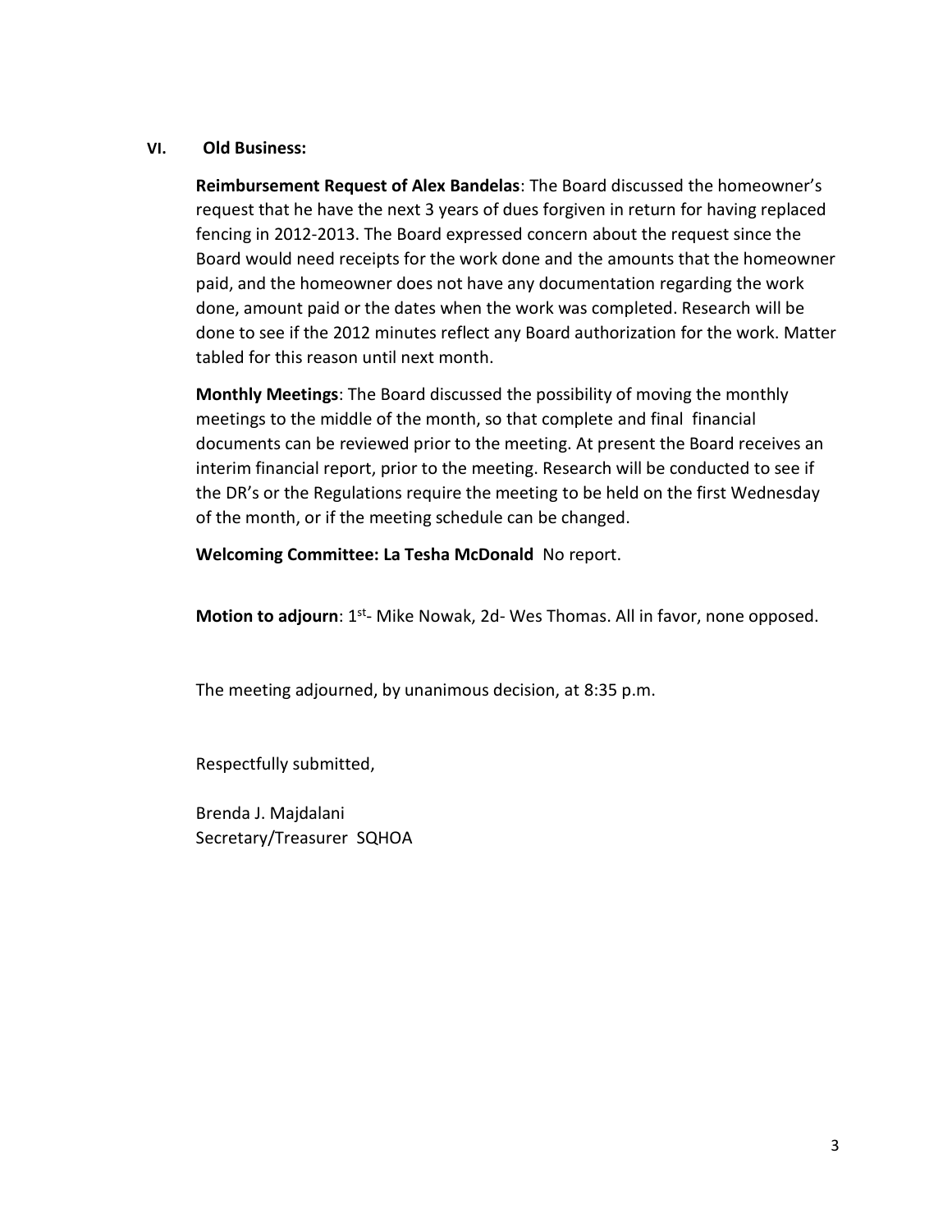## VI. Old Business:

**Reimbursement Request of Alex Bandelas**: The Board discussed the homeowner's request that he have the next 3 years of dues forgiven in return for having replaced fencing in 2012-2013. The Board expressed concern about the request since the Board would need receipts for the work done and the amounts that the homeowner paid, and the homeowner does not have any documentation regarding the work done, amount paid or the dates when the work was completed. Research will be done to see if the 2012 minutes reflect any Board authorization for the work. Matter tabled for this reason until next month.

**Monthly Meetings**: The Board discussed the possibility of moving the monthly meetings to the middle of the month, so that complete and final financial documents can be reviewed prior to the meeting. At present the Board receives an interim financial report, prior to the meeting. Research will be conducted to see if the DR's or the Regulations require the meeting to be held on the first Wednesday of the month, or if the meeting schedule can be changed.

**Welcoming Committee: La Tesha McDonald** No report.

**Motion to adjourn**: 1st- Mike Nowak, 2d- Wes Thomas. All in favor, none opposed.

The meeting adjourned, by unanimous decision, at 8:35 p.m.

Respectfully submitted,

Brenda J. Majdalani
Secretary/Treasurer SQHOA